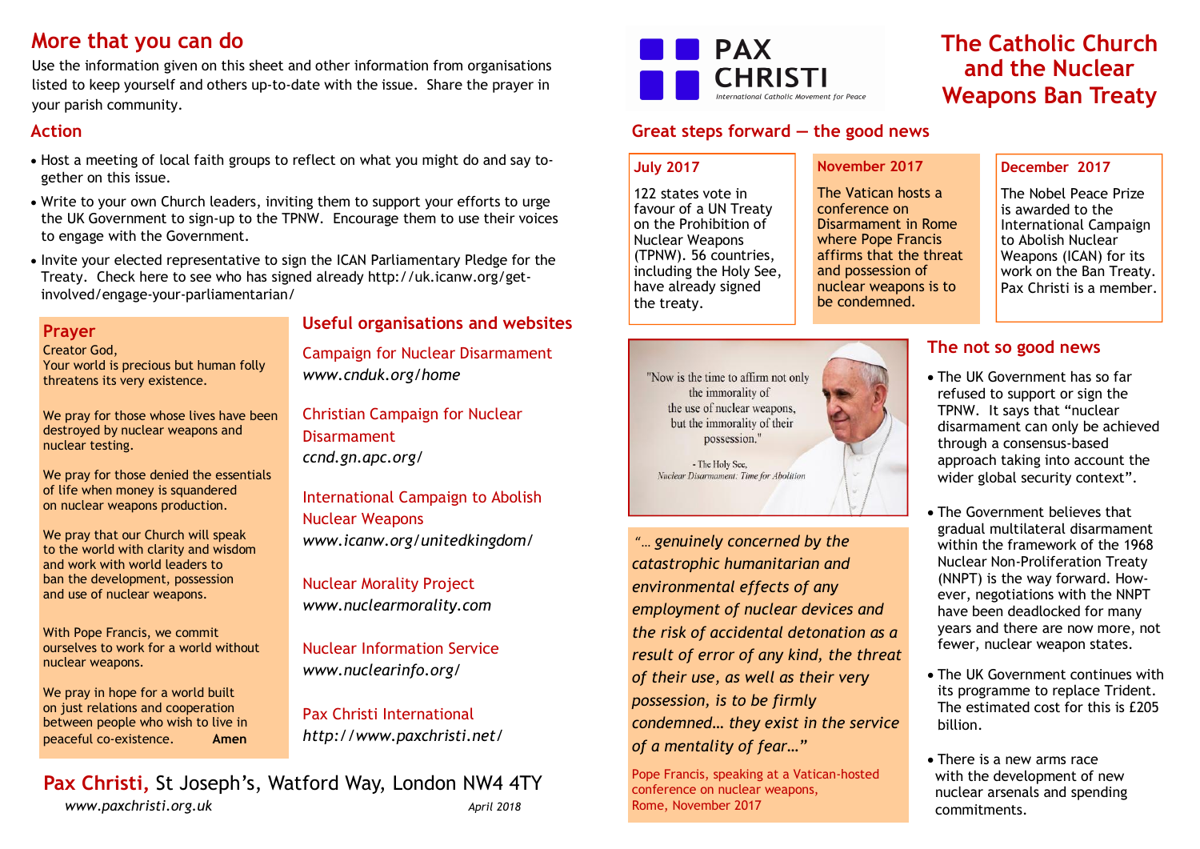# The Catholic Church and the Nuclear Weapons Ban Treaty

PAX CHRISTI
*International Catholic Movement for Peace*

## Great steps forward — the good news

**July 2017**

122 states vote in favour of a UN Treaty on the Prohibition of Nuclear Weapons (TPNW). 56 countries, including the Holy See, have already signed the treaty.

**November 2017**

The Vatican hosts a conference on Disarmament in Rome where Pope Francis affirms that the threat and possession of nuclear weapons is to be condemned.

**December 2017**

The Nobel Peace Prize is awarded to the International Campaign to Abolish Nuclear Weapons (ICAN) for its work on the Ban Treaty. Pax Christi is a member.

"Now is the time to affirm not only the immorality of the use of nuclear weapons, but the immorality of their possession."

- The Holy See, *Nuclear Disarmament: Time for Abolition*

*"… genuinely concerned by the catastrophic humanitarian and environmental effects of any employment of nuclear devices and the risk of accidental detonation as a result of error of any kind, the threat of their use, as well as their very possession, is to be firmly condemned… they exist in the service of a mentality of fear…"*

Pope Francis, speaking at a Vatican-hosted conference on nuclear weapons, Rome, November 2017

## The not so good news

- The UK Government has so far refused to support or sign the TPNW. It says that "nuclear disarmament can only be achieved through a consensus-based approach taking into account the wider global security context".
- The Government believes that gradual multilateral disarmament within the framework of the 1968 Nuclear Non-Proliferation Treaty (NNPT) is the way forward. However, negotiations with the NNPT have been deadlocked for many years and there are now more, not fewer, nuclear weapon states.
- The UK Government continues with its programme to replace Trident. The estimated cost for this is £205 billion.
- There is a new arms race with the development of new nuclear arsenals and spending commitments.

## More that you can do

Use the information given on this sheet and other information from organisations listed to keep yourself and others up-to-date with the issue. Share the prayer in your parish community.

### Action

- Host a meeting of local faith groups to reflect on what you might do and say together on this issue.
- Write to your own Church leaders, inviting them to support your efforts to urge the UK Government to sign-up to the TPNW. Encourage them to use their voices to engage with the Government.
- Invite your elected representative to sign the ICAN Parliamentary Pledge for the Treaty. Check here to see who has signed already http://uk.icanw.org/get-involved/engage-your-parliamentarian/

### Prayer

Creator God,
Your world is precious but human folly threatens its very existence.

We pray for those whose lives have been destroyed by nuclear weapons and nuclear testing.

We pray for those denied the essentials of life when money is squandered on nuclear weapons production.

We pray that our Church will speak to the world with clarity and wisdom and work with world leaders to ban the development, possession and use of nuclear weapons.

With Pope Francis, we commit ourselves to work for a world without nuclear weapons.

We pray in hope for a world built on just relations and cooperation between people who wish to live in peaceful co-existence. **Amen**

### Useful organisations and websites

Campaign for Nuclear Disarmament
*www.cnduk.org/home*

Christian Campaign for Nuclear Disarmament
*ccnd.gn.apc.org/*

International Campaign to Abolish Nuclear Weapons
*www.icanw.org/unitedkingdom/*

Nuclear Morality Project
*www.nuclearmorality.com*

Nuclear Information Service
*www.nuclearinfo.org/*

Pax Christi International
*http://www.paxchristi.net/*

**Pax Christi,** St Joseph's, Watford Way, London NW4 4TY
*www.paxchristi.org.uk*

*April 2018*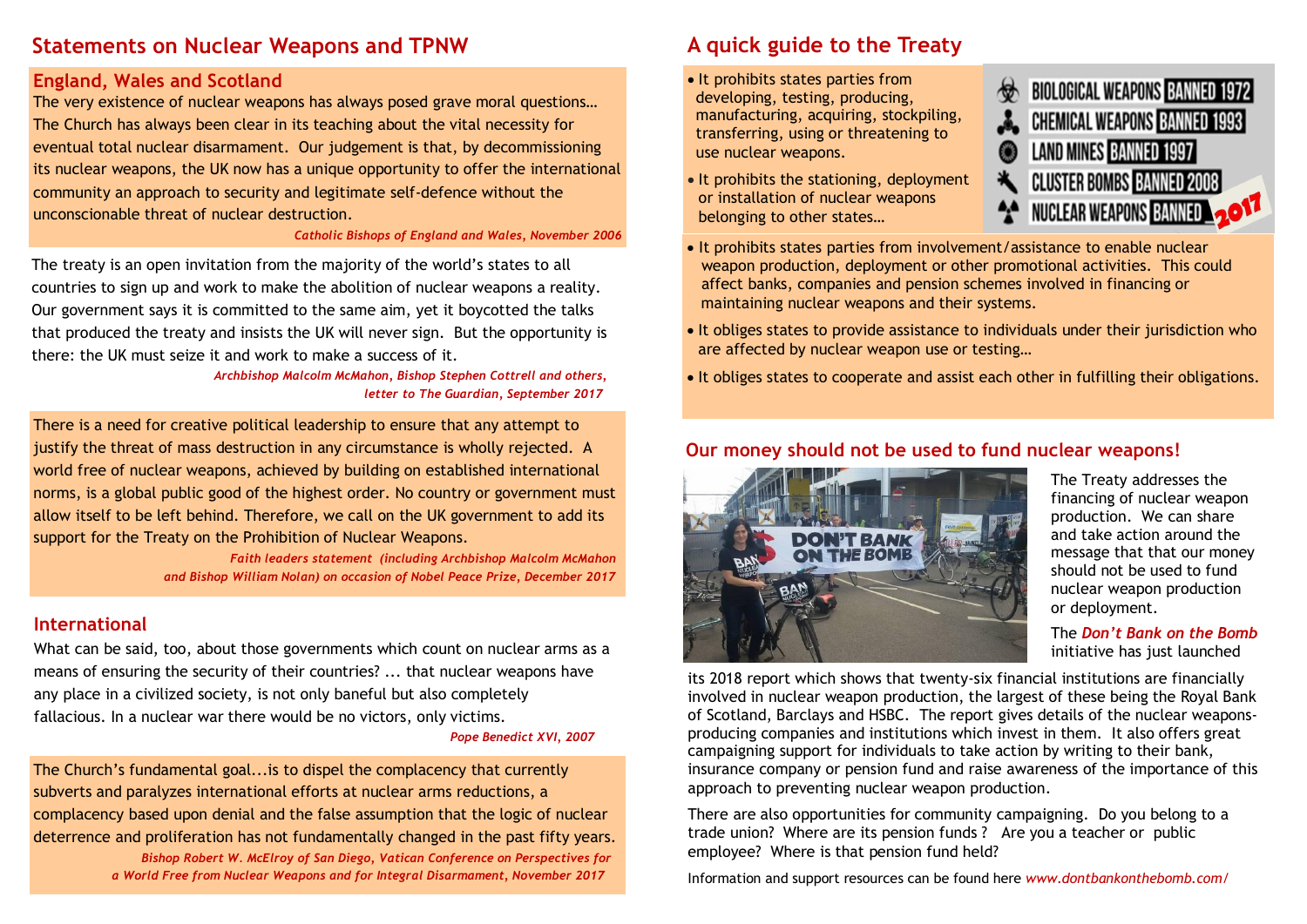## Statements on Nuclear Weapons and TPNW

### England, Wales and Scotland

The very existence of nuclear weapons has always posed grave moral questions… The Church has always been clear in its teaching about the vital necessity for eventual total nuclear disarmament. Our judgement is that, by decommissioning its nuclear weapons, the UK now has a unique opportunity to offer the international community an approach to security and legitimate self-defence without the unconscionable threat of nuclear destruction.

*Catholic Bishops of England and Wales, November 2006*

The treaty is an open invitation from the majority of the world's states to all countries to sign up and work to make the abolition of nuclear weapons a reality. Our government says it is committed to the same aim, yet it boycotted the talks that produced the treaty and insists the UK will never sign. But the opportunity is there: the UK must seize it and work to make a success of it.

*Archbishop Malcolm McMahon, Bishop Stephen Cottrell and others, letter to The Guardian, September 2017*

There is a need for creative political leadership to ensure that any attempt to justify the threat of mass destruction in any circumstance is wholly rejected. A world free of nuclear weapons, achieved by building on established international norms, is a global public good of the highest order. No country or government must allow itself to be left behind. Therefore, we call on the UK government to add its support for the Treaty on the Prohibition of Nuclear Weapons.

*Faith leaders statement (including Archbishop Malcolm McMahon and Bishop William Nolan) on occasion of Nobel Peace Prize, December 2017*

### International

What can be said, too, about those governments which count on nuclear arms as a means of ensuring the security of their countries? ... that nuclear weapons have any place in a civilized society, is not only baneful but also completely fallacious. In a nuclear war there would be no victors, only victims.

*Pope Benedict XVI, 2007*

The Church's fundamental goal...is to dispel the complacency that currently subverts and paralyzes international efforts at nuclear arms reductions, a complacency based upon denial and the false assumption that the logic of nuclear deterrence and proliferation has not fundamentally changed in the past fifty years.

*Bishop Robert W. McElroy of San Diego, Vatican Conference on Perspectives for a World Free from Nuclear Weapons and for Integral Disarmament, November 2017*

## A quick guide to the Treaty

- It prohibits states parties from developing, testing, producing, manufacturing, acquiring, stockpiling, transferring, using or threatening to use nuclear weapons.
- It prohibits the stationing, deployment or installation of nuclear weapons belonging to other states…
- It prohibits states parties from involvement/assistance to enable nuclear weapon production, deployment or other promotional activities. This could affect banks, companies and pension schemes involved in financing or maintaining nuclear weapons and their systems.
- It obliges states to provide assistance to individuals under their jurisdiction who are affected by nuclear weapon use or testing…
- It obliges states to cooperate and assist each other in fulfilling their obligations.

BIOLOGICAL WEAPONS BANNED 1972
CHEMICAL WEAPONS BANNED 1993
LAND MINES BANNED 1997
CLUSTER BOMBS BANNED 2008
NUCLEAR WEAPONS BANNED 2017

## Our money should not be used to fund nuclear weapons!

The Treaty addresses the financing of nuclear weapon production. We can share and take action around the message that that our money should not be used to fund nuclear weapon production or deployment.

The ***Don't Bank on the Bomb*** initiative has just launched its 2018 report which shows that twenty-six financial institutions are financially involved in nuclear weapon production, the largest of these being the Royal Bank of Scotland, Barclays and HSBC. The report gives details of the nuclear weapons-producing companies and institutions which invest in them. It also offers great campaigning support for individuals to take action by writing to their bank, insurance company or pension fund and raise awareness of the importance of this approach to preventing nuclear weapon production.

There are also opportunities for community campaigning. Do you belong to a trade union? Where are its pension funds ? Are you a teacher or public employee? Where is that pension fund held?

Information and support resources can be found here *www.dontbankonthebomb.com/*